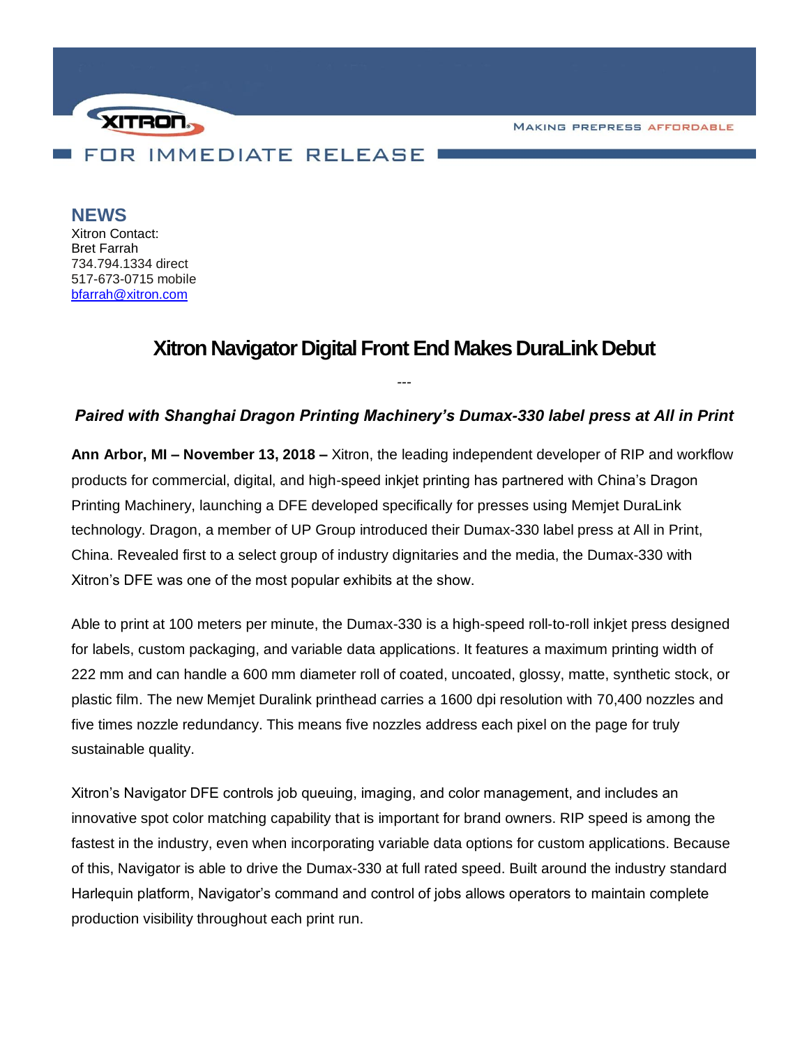XITRON

MAKING PREPRESS AFFORDABLE

FOR IMMEDIATE RELEASE

**NEWS**
Xitron Contact:
Bret Farrah
734.794.1334 direct
517-673-0715 mobile
bfarrah@xitron.com

# Xitron Navigator Digital Front End Makes DuraLink Debut

---

***Paired with Shanghai Dragon Printing Machinery's Dumax-330 label press at All in Print***

**Ann Arbor, MI – November 13, 2018 –** Xitron, the leading independent developer of RIP and workflow products for commercial, digital, and high-speed inkjet printing has partnered with China's Dragon Printing Machinery, launching a DFE developed specifically for presses using Memjet DuraLink technology. Dragon, a member of UP Group introduced their Dumax-330 label press at All in Print, China. Revealed first to a select group of industry dignitaries and the media, the Dumax-330 with Xitron's DFE was one of the most popular exhibits at the show.

Able to print at 100 meters per minute, the Dumax-330 is a high-speed roll-to-roll inkjet press designed for labels, custom packaging, and variable data applications. It features a maximum printing width of 222 mm and can handle a 600 mm diameter roll of coated, uncoated, glossy, matte, synthetic stock, or plastic film. The new Memjet Duralink printhead carries a 1600 dpi resolution with 70,400 nozzles and five times nozzle redundancy. This means five nozzles address each pixel on the page for truly sustainable quality.

Xitron's Navigator DFE controls job queuing, imaging, and color management, and includes an innovative spot color matching capability that is important for brand owners. RIP speed is among the fastest in the industry, even when incorporating variable data options for custom applications. Because of this, Navigator is able to drive the Dumax-330 at full rated speed. Built around the industry standard Harlequin platform, Navigator's command and control of jobs allows operators to maintain complete production visibility throughout each print run.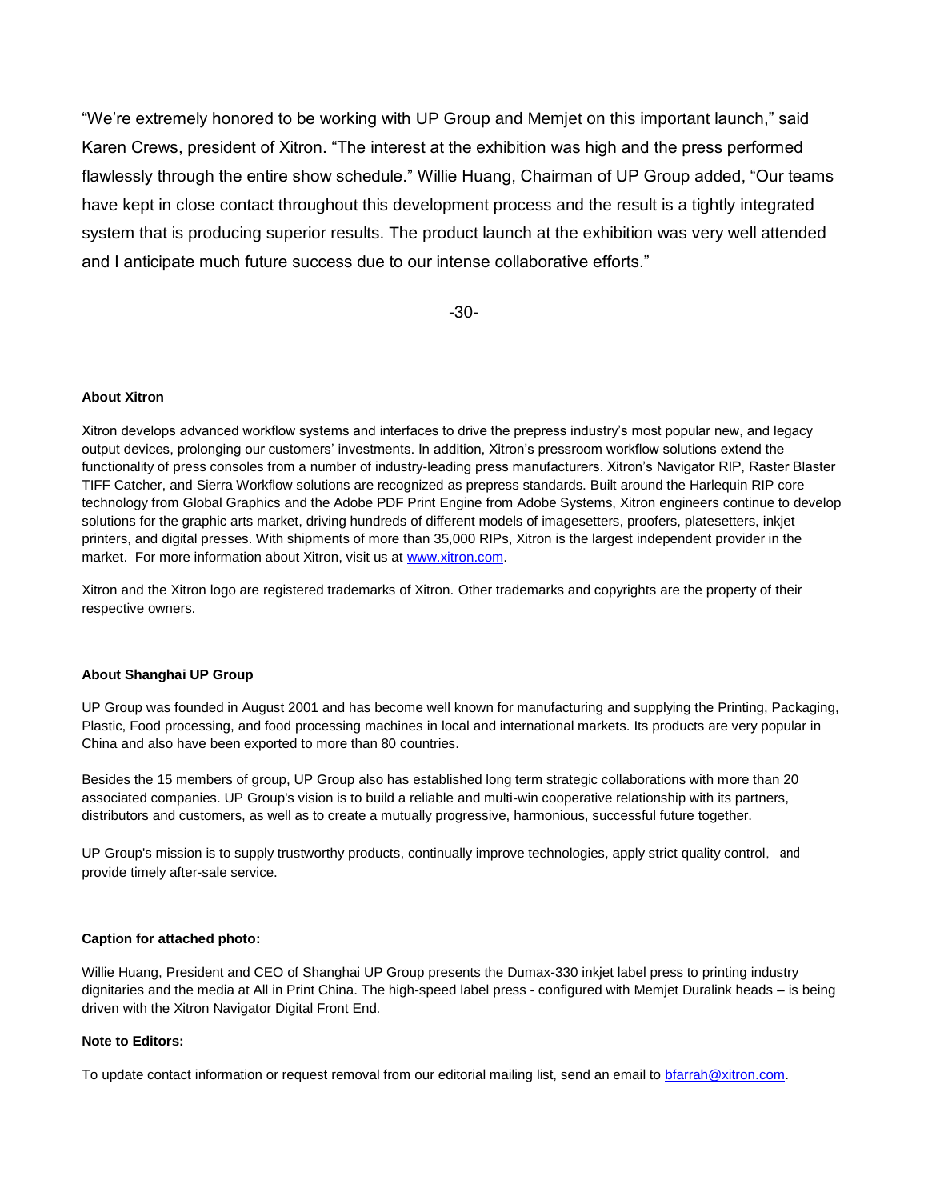"We're extremely honored to be working with UP Group and Memjet on this important launch," said Karen Crews, president of Xitron. "The interest at the exhibition was high and the press performed flawlessly through the entire show schedule." Willie Huang, Chairman of UP Group added, "Our teams have kept in close contact throughout this development process and the result is a tightly integrated system that is producing superior results. The product launch at the exhibition was very well attended and I anticipate much future success due to our intense collaborative efforts."

-30-

**About Xitron**

Xitron develops advanced workflow systems and interfaces to drive the prepress industry's most popular new, and legacy output devices, prolonging our customers' investments. In addition, Xitron's pressroom workflow solutions extend the functionality of press consoles from a number of industry-leading press manufacturers. Xitron's Navigator RIP, Raster Blaster TIFF Catcher, and Sierra Workflow solutions are recognized as prepress standards. Built around the Harlequin RIP core technology from Global Graphics and the Adobe PDF Print Engine from Adobe Systems, Xitron engineers continue to develop solutions for the graphic arts market, driving hundreds of different models of imagesetters, proofers, platesetters, inkjet printers, and digital presses. With shipments of more than 35,000 RIPs, Xitron is the largest independent provider in the market. For more information about Xitron, visit us at [www.xitron.com](http://www.xitron.com).

Xitron and the Xitron logo are registered trademarks of Xitron. Other trademarks and copyrights are the property of their respective owners.

**About Shanghai UP Group**

UP Group was founded in August 2001 and has become well known for manufacturing and supplying the Printing, Packaging, Plastic, Food processing, and food processing machines in local and international markets. Its products are very popular in China and also have been exported to more than 80 countries.

Besides the 15 members of group, UP Group also has established long term strategic collaborations with more than 20 associated companies. UP Group's vision is to build a reliable and multi-win cooperative relationship with its partners, distributors and customers, as well as to create a mutually progressive, harmonious, successful future together.

UP Group's mission is to supply trustworthy products, continually improve technologies, apply strict quality control, and provide timely after-sale service.

**Caption for attached photo:**

Willie Huang, President and CEO of Shanghai UP Group presents the Dumax-330 inkjet label press to printing industry dignitaries and the media at All in Print China. The high-speed label press - configured with Memjet Duralink heads – is being driven with the Xitron Navigator Digital Front End.

**Note to Editors:**

To update contact information or request removal from our editorial mailing list, send an email to [bfarrah@xitron.com](mailto:bfarrah@xitron.com).